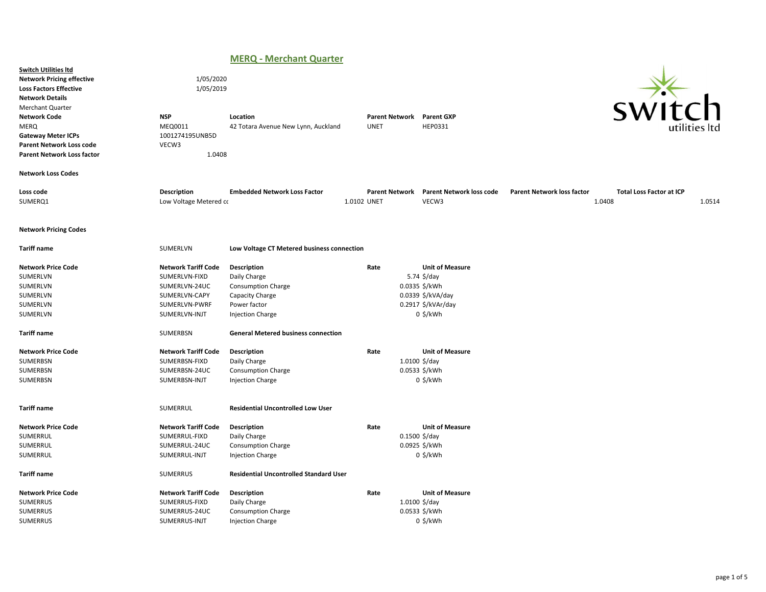# MERQ - Merchant Quarter

**Switch Utilities ltd**

| | | | | |
|---|---|---|---|---|
| **Network Pricing effective** | 1/05/2020 | | | |
| **Loss Factors Effective** | 1/05/2019 | | | |
| **Network Details** | | | | |
| Merchant Quarter | | | | |
| **Network Code** | **NSP** | **Location** | **Parent Network** | **Parent GXP** |
| MERQ | MEQ0011 | 42 Totara Avenue New Lynn, Auckland | UNET | HEP0331 |
| **Gateway Meter ICPs** | 1001274195UNB5D | | | |
| **Parent Network Loss code** | VECW3 | | | |
| **Parent Network Loss factor** | 1.0408 | | | |

**Network Loss Codes**

| Loss code | Description | Embedded Network Loss Factor | Parent Network | Parent Network loss code | Parent Network loss factor | Total Loss Factor at ICP |
|---|---|---|---|---|---|---|
| SUMERQ1 | Low Voltage Metered cc | 1.0102 | UNET | VECW3 | 1.0408 | 1.0514 |

**Network Pricing Codes**

**Tariff name** SUMERLVN — **Low Voltage CT Metered business connection**

| Network Price Code | Network Tariff Code | Description | Rate | Unit of Measure |
|---|---|---|---|---|
| SUMERLVN | SUMERLVN-FIXD | Daily Charge | 5.74 | $/day |
| SUMERLVN | SUMERLVN-24UC | Consumption Charge | 0.0335 | $/kWh |
| SUMERLVN | SUMERLVN-CAPY | Capacity Charge | 0.0339 | $/kVA/day |
| SUMERLVN | SUMERLVN-PWRF | Power factor | 0.2917 | $/kVAr/day |
| SUMERLVN | SUMERLVN-INJT | Injection Charge | 0 | $/kWh |

**Tariff name** SUMERBSN — **General Metered business connection**

| Network Price Code | Network Tariff Code | Description | Rate | Unit of Measure |
|---|---|---|---|---|
| SUMERBSN | SUMERBSN-FIXD | Daily Charge | 1.0100 | $/day |
| SUMERBSN | SUMERBSN-24UC | Consumption Charge | 0.0533 | $/kWh |
| SUMERBSN | SUMERBSN-INJT | Injection Charge | 0 | $/kWh |

**Tariff name** SUMERRUL — **Residential Uncontrolled Low User**

| Network Price Code | Network Tariff Code | Description | Rate | Unit of Measure |
|---|---|---|---|---|
| SUMERRUL | SUMERRUL-FIXD | Daily Charge | 0.1500 | $/day |
| SUMERRUL | SUMERRUL-24UC | Consumption Charge | 0.0925 | $/kWh |
| SUMERRUL | SUMERRUL-INJT | Injection Charge | 0 | $/kWh |

**Tariff name** SUMERRUS — **Residential Uncontrolled Standard User**

| Network Price Code | Network Tariff Code | Description | Rate | Unit of Measure |
|---|---|---|---|---|
| SUMERRUS | SUMERRUS-FIXD | Daily Charge | 1.0100 | $/day |
| SUMERRUS | SUMERRUS-24UC | Consumption Charge | 0.0533 | $/kWh |
| SUMERRUS | SUMERRUS-INJT | Injection Charge | 0 | $/kWh |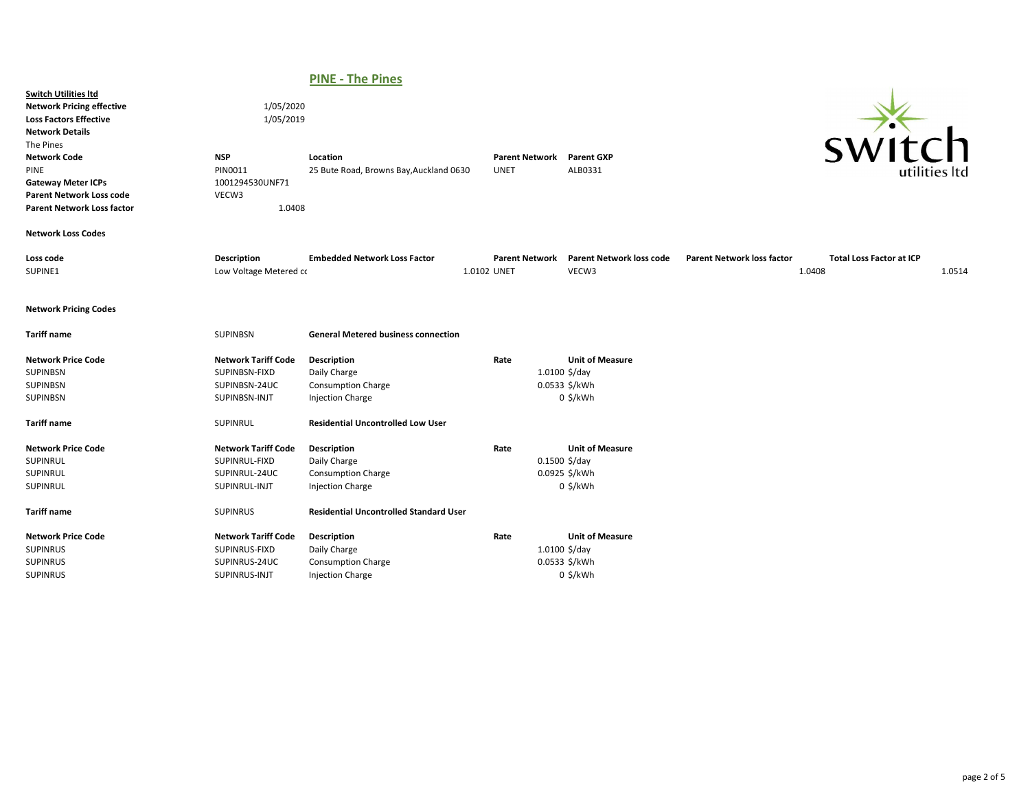# PINE - The Pines

**Switch Utilities ltd**

| | |
|---|---|
| **Network Pricing effective** | 1/05/2020 |
| **Loss Factors Effective** | 1/05/2019 |

**Network Details**

The Pines

| **Network Code** | **NSP** | **Location** | **Parent Network** | **Parent GXP** |
|---|---|---|---|---|
| PINE | PIN0011 | 25 Bute Road, Browns Bay,Auckland 0630 | UNET | ALB0331 |

| | |
|---|---|
| **Gateway Meter ICPs** | 1001294530UNF71 |
| **Parent Network Loss code** | VECW3 |
| **Parent Network Loss factor** | 1.0408 |

**Network Loss Codes**

| **Loss code** | **Description** | **Embedded Network Loss Factor** | **Parent Network** | **Parent Network loss code** | **Parent Network loss factor** | **Total Loss Factor at ICP** |
|---|---|---|---|---|---|---|
| SUPINE1 | Low Voltage Metered cc | 1.0102 | UNET | VECW3 | 1.0408 | 1.0514 |

**Network Pricing Codes**

**Tariff name** SUPINBSN **General Metered business connection**

| **Network Price Code** | **Network Tariff Code** | **Description** | **Rate** | **Unit of Measure** |
|---|---|---|---|---|
| SUPINBSN | SUPINBSN-FIXD | Daily Charge | 1.0100 | $/day |
| SUPINBSN | SUPINBSN-24UC | Consumption Charge | 0.0533 | $/kWh |
| SUPINBSN | SUPINBSN-INJT | Injection Charge | 0 | $/kWh |

**Tariff name** SUPINRUL **Residential Uncontrolled Low User**

| **Network Price Code** | **Network Tariff Code** | **Description** | **Rate** | **Unit of Measure** |
|---|---|---|---|---|
| SUPINRUL | SUPINRUL-FIXD | Daily Charge | 0.1500 | $/day |
| SUPINRUL | SUPINRUL-24UC | Consumption Charge | 0.0925 | $/kWh |
| SUPINRUL | SUPINRUL-INJT | Injection Charge | 0 | $/kWh |

**Tariff name** SUPINRUS **Residential Uncontrolled Standard User**

| **Network Price Code** | **Network Tariff Code** | **Description** | **Rate** | **Unit of Measure** |
|---|---|---|---|---|
| SUPINRUS | SUPINRUS-FIXD | Daily Charge | 1.0100 | $/day |
| SUPINRUS | SUPINRUS-24UC | Consumption Charge | 0.0533 | $/kWh |
| SUPINRUS | SUPINRUS-INJT | Injection Charge | 0 | $/kWh |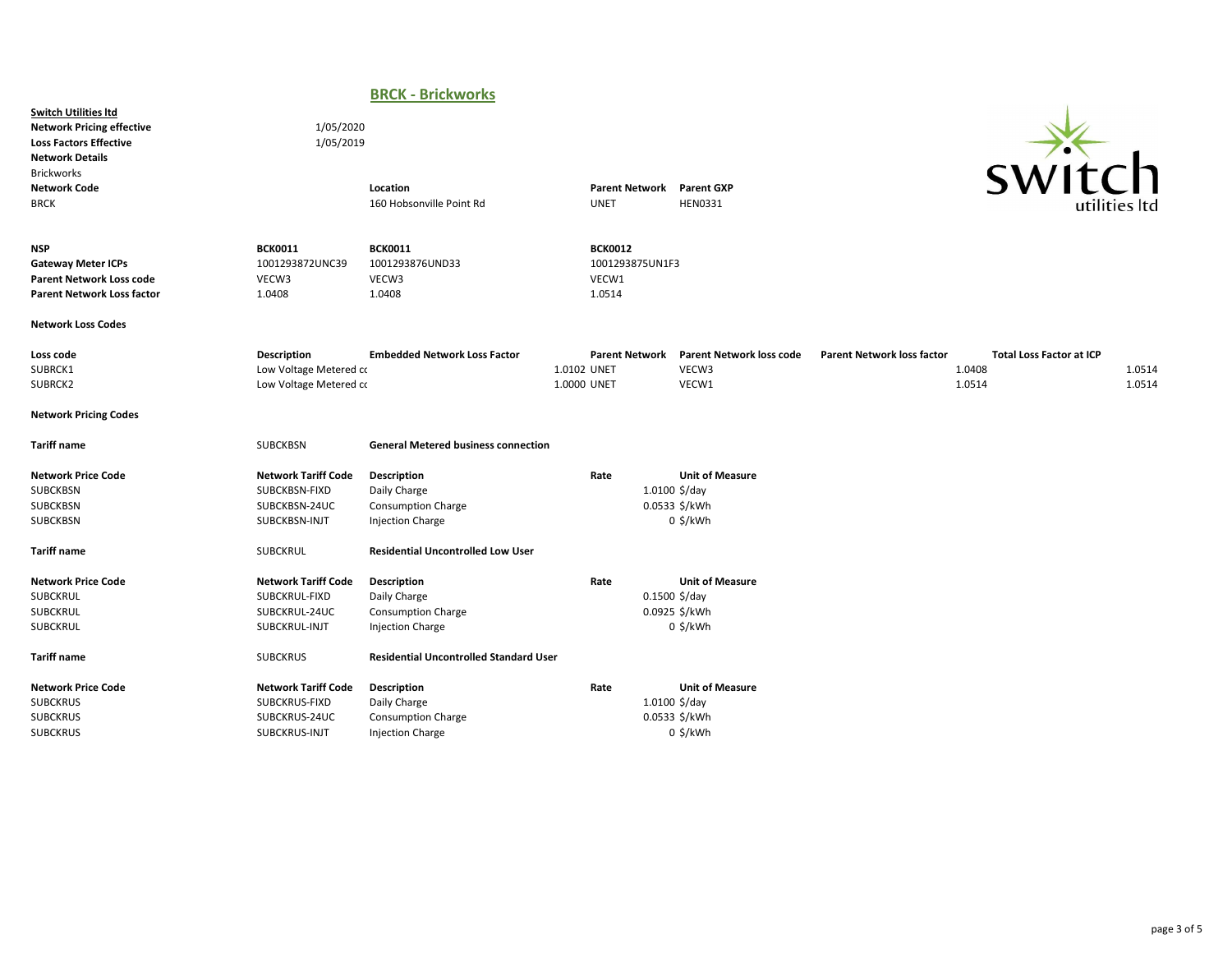## BRCK - Brickworks

**Switch Utilities ltd**

**Network Pricing effective** 1/05/2020

**Loss Factors Effective** 1/05/2019

**Network Details**

Brickworks

| **Network Code** | **Location** | **Parent Network** | **Parent GXP** |
|---|---|---|---|
| BRCK | 160 Hobsonville Point Rd | UNET | HEN0331 |

| **NSP** | **BCK0011** | **BCK0011** | **BCK0012** |
|---|---|---|---|
| **Gateway Meter ICPs** | 1001293872UNC39 | 1001293876UND33 | 1001293875UN1F3 |
| **Parent Network Loss code** | VECW3 | VECW3 | VECW1 |
| **Parent Network Loss factor** | 1.0408 | 1.0408 | 1.0514 |

**Network Loss Codes**

| **Loss code** | **Description** | **Embedded Network Loss Factor** | **Parent Network** | **Parent Network loss code** | **Parent Network loss factor** | **Total Loss Factor at ICP** |
|---|---|---|---|---|---|---|
| SUBRCK1 | Low Voltage Metered cc | 1.0102 | UNET | VECW3 | 1.0408 | 1.0514 |
| SUBRCK2 | Low Voltage Metered cc | 1.0000 | UNET | VECW1 | 1.0514 | 1.0514 |

**Network Pricing Codes**

**Tariff name** SUBCKBSN **General Metered business connection**

| **Network Price Code** | **Network Tariff Code** | **Description** | **Rate** | **Unit of Measure** |
|---|---|---|---|---|
| SUBCKBSN | SUBCKBSN-FIXD | Daily Charge | 1.0100 | $/day |
| SUBCKBSN | SUBCKBSN-24UC | Consumption Charge | 0.0533 | $/kWh |
| SUBCKBSN | SUBCKBSN-INJT | Injection Charge | 0 | $/kWh |

**Tariff name** SUBCKRUL **Residential Uncontrolled Low User**

| **Network Price Code** | **Network Tariff Code** | **Description** | **Rate** | **Unit of Measure** |
|---|---|---|---|---|
| SUBCKRUL | SUBCKRUL-FIXD | Daily Charge | 0.1500 | $/day |
| SUBCKRUL | SUBCKRUL-24UC | Consumption Charge | 0.0925 | $/kWh |
| SUBCKRUL | SUBCKRUL-INJT | Injection Charge | 0 | $/kWh |

**Tariff name** SUBCKRUS **Residential Uncontrolled Standard User**

| **Network Price Code** | **Network Tariff Code** | **Description** | **Rate** | **Unit of Measure** |
|---|---|---|---|---|
| SUBCKRUS | SUBCKRUS-FIXD | Daily Charge | 1.0100 | $/day |
| SUBCKRUS | SUBCKRUS-24UC | Consumption Charge | 0.0533 | $/kWh |
| SUBCKRUS | SUBCKRUS-INJT | Injection Charge | 0 | $/kWh |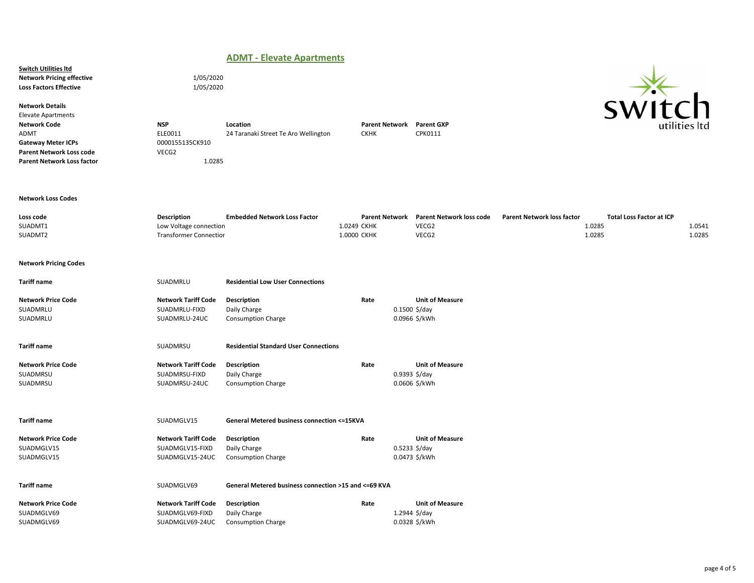# ADMT - Elevate Apartments

**Switch Utilities ltd**

| | |
|---|---|
| **Network Pricing effective** | 1/05/2020 |
| **Loss Factors Effective** | 1/05/2020 |

**Network Details**

Elevate Apartments

| **Network Code** | **NSP** | **Location** | **Parent Network** | **Parent GXP** |
|---|---|---|---|---|
| ADMT | ELE0011 | 24 Taranaki Street Te Aro Wellington | CKHK | CPK0111 |
| **Gateway Meter ICPs** | 0000155135CK910 | | | |
| **Parent Network Loss code** | VECG2 | | | |
| **Parent Network Loss factor** | 1.0285 | | | |

**Network Loss Codes**

| **Loss code** | **Description** | **Embedded Network Loss Factor** | **Parent Network** | **Parent Network loss code** | **Parent Network loss factor** | **Total Loss Factor at ICP** |
|---|---|---|---|---|---|---|
| SUADMT1 | Low Voltage connection | 1.0249 | CKHK | VECG2 | 1.0285 | 1.0541 |
| SUADMT2 | Transformer Connection | 1.0000 | CKHK | VECG2 | 1.0285 | 1.0285 |

**Network Pricing Codes**

**Tariff name** SUADMRLU **Residential Low User Connections**

| **Network Price Code** | **Network Tariff Code** | **Description** | **Rate** | **Unit of Measure** |
|---|---|---|---|---|
| SUADMRLU | SUADMRLU-FIXD | Daily Charge | 0.1500 | $/day |
| SUADMRLU | SUADMRLU-24UC | Consumption Charge | 0.0966 | $/kWh |

**Tariff name** SUADMRSU **Residential Standard User Connections**

| **Network Price Code** | **Network Tariff Code** | **Description** | **Rate** | **Unit of Measure** |
|---|---|---|---|---|
| SUADMRSU | SUADMRSU-FIXD | Daily Charge | 0.9393 | $/day |
| SUADMRSU | SUADMRSU-24UC | Consumption Charge | 0.0606 | $/kWh |

**Tariff name** SUADMGLV15 **General Metered business connection <=15KVA**

| **Network Price Code** | **Network Tariff Code** | **Description** | **Rate** | **Unit of Measure** |
|---|---|---|---|---|
| SUADMGLV15 | SUADMGLV15-FIXD | Daily Charge | 0.5233 | $/day |
| SUADMGLV15 | SUADMGLV15-24UC | Consumption Charge | 0.0473 | $/kWh |

**Tariff name** SUADMGLV69 **General Metered business connection >15 and <=69 KVA**

| **Network Price Code** | **Network Tariff Code** | **Description** | **Rate** | **Unit of Measure** |
|---|---|---|---|---|
| SUADMGLV69 | SUADMGLV69-FIXD | Daily Charge | 1.2944 | $/day |
| SUADMGLV69 | SUADMGLV69-24UC | Consumption Charge | 0.0328 | $/kWh |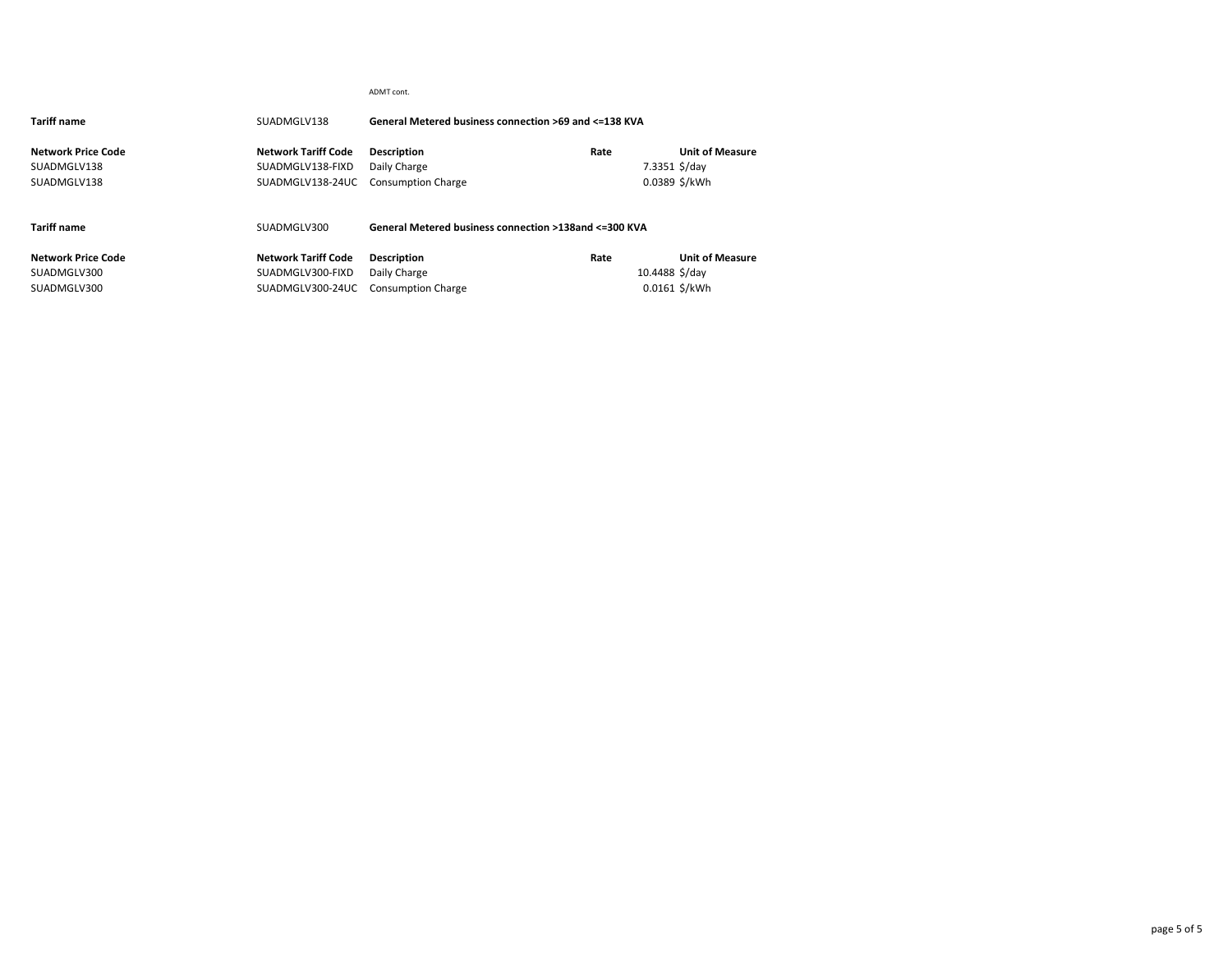ADMT cont.

**Tariff name** SUADMGLV138 **General Metered business connection >69 and <=138 KVA**

| Network Price Code | Network Tariff Code | Description | Rate | Unit of Measure |
|---|---|---|---|---|
| SUADMGLV138 | SUADMGLV138-FIXD | Daily Charge | 7.3351 | $/day |
| SUADMGLV138 | SUADMGLV138-24UC | Consumption Charge | 0.0389 | $/kWh |

**Tariff name** SUADMGLV300 **General Metered business connection >138and <=300 KVA**

| Network Price Code | Network Tariff Code | Description | Rate | Unit of Measure |
|---|---|---|---|---|
| SUADMGLV300 | SUADMGLV300-FIXD | Daily Charge | 10.4488 | $/day |
| SUADMGLV300 | SUADMGLV300-24UC | Consumption Charge | 0.0161 | $/kWh |